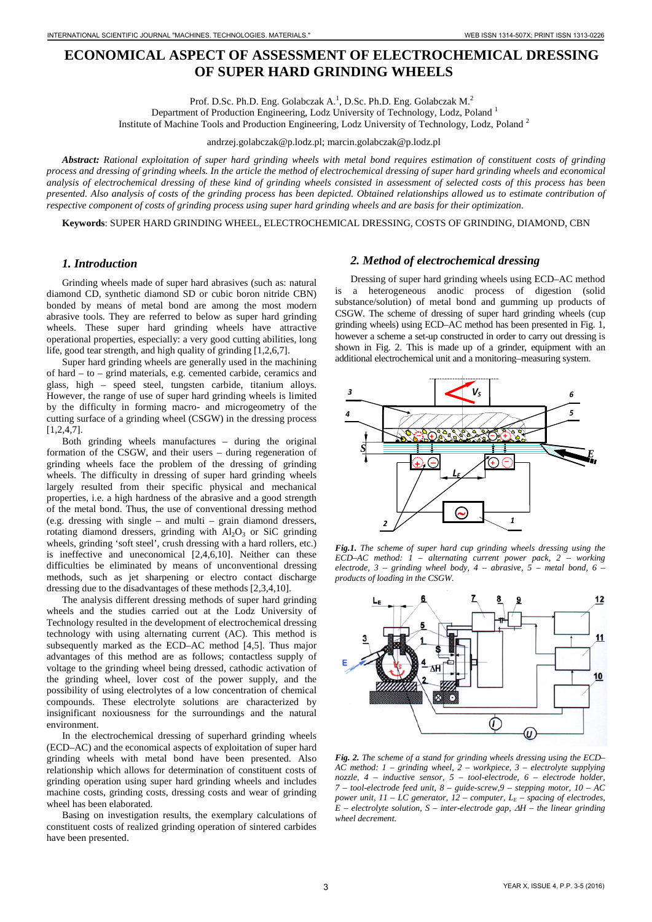# ECONOMICAL ASPECT OF ASSESSMENT OF ELECTROCHEMICAL DRESSING OF SUPER HARD GRINDING WHEELS

Prof. D.Sc. Ph.D. Eng. Golabczak A.[1], D.Sc. Ph.D. Eng. Golabczak M.[2]

Department of Production Engineering, Lodz University of Technology, Lodz, Poland [1]

Institute of Machine Tools and Production Engineering, Lodz University of Technology, Lodz, Poland [2]

andrzej.golabczak@p.lodz.pl; marcin.golabczak@p.lodz.pl

***Abstract:*** *Rational exploitation of super hard grinding wheels with metal bond requires estimation of constituent costs of grinding process and dressing of grinding wheels. In the article the method of electrochemical dressing of super hard grinding wheels and economical analysis of electrochemical dressing of these kind of grinding wheels consisted in assessment of selected costs of this process has been presented. Also analysis of costs of the grinding process has been depicted. Obtained relationships allowed us to estimate contribution of respective component of costs of grinding process using super hard grinding wheels and are basis for their optimization.*

**Keywords**: SUPER HARD GRINDING WHEEL, ELECTROCHEMICAL DRESSING, COSTS OF GRINDING, DIAMOND, CBN

## 1. Introduction

Grinding wheels made of super hard abrasives (such as: natural diamond CD, synthetic diamond SD or cubic boron nitride CBN) bonded by means of metal bond are among the most modern abrasive tools. They are referred to below as super hard grinding wheels. These super hard grinding wheels have attractive operational properties, especially: a very good cutting abilities, long life, good tear strength, and high quality of grinding [1,2,6,7].

Super hard grinding wheels are generally used in the machining of hard – to – grind materials, e.g. cemented carbide, ceramics and glass, high – speed steel, tungsten carbide, titanium alloys. However, the range of use of super hard grinding wheels is limited by the difficulty in forming macro- and microgeometry of the cutting surface of a grinding wheel (CSGW) in the dressing process [1,2,4,7].

Both grinding wheels manufactures – during the original formation of the CSGW, and their users – during regeneration of grinding wheels face the problem of the dressing of grinding wheels. The difficulty in dressing of super hard grinding wheels largely resulted from their specific physical and mechanical properties, i.e. a high hardness of the abrasive and a good strength of the metal bond. Thus, the use of conventional dressing method (e.g. dressing with single – and multi – grain diamond dressers, rotating diamond dressers, grinding with $Al_2O_3$ or SiC grinding wheels, grinding 'soft steel', crush dressing with a hard rollers, etc.) is ineffective and uneconomical [2,4,6,10]. Neither can these difficulties be eliminated by means of unconventional dressing methods, such as jet sharpening or electro contact discharge dressing due to the disadvantages of these methods [2,3,4,10].

The analysis different dressing methods of super hard grinding wheels and the studies carried out at the Lodz University of Technology resulted in the development of electrochemical dressing technology with using alternating current (AC). This method is subsequently marked as the ECD–AC method [4,5]. Thus major advantages of this method are as follows; contactless supply of voltage to the grinding wheel being dressed, cathodic activation of the grinding wheel, lover cost of the power supply, and the possibility of using electrolytes of a low concentration of chemical compounds. These electrolyte solutions are characterized by insignificant noxiousness for the surroundings and the natural environment.

In the electrochemical dressing of superhard grinding wheels (ECD–AC) and the economical aspects of exploitation of super hard grinding wheels with metal bond have been presented. Also relationship which allows for determination of constituent costs of grinding operation using super hard grinding wheels and includes machine costs, grinding costs, dressing costs and wear of grinding wheel has been elaborated.

Basing on investigation results, the exemplary calculations of constituent costs of realized grinding operation of sintered carbides have been presented.

## 2. Method of electrochemical dressing

Dressing of super hard grinding wheels using ECD–AC method is a heterogeneous anodic process of digestion (solid substance/solution) of metal bond and gumming up products of CSGW. The scheme of dressing of super hard grinding wheels (cup grinding wheels) using ECD–AC method has been presented in Fig. 1, however a scheme a set-up constructed in order to carry out dressing is shown in Fig. 2. This is made up of a grinder, equipment with an additional electrochemical unit and a monitoring–measuring system.

***Fig.1.*** *The scheme of super hard cup grinding wheels dressing using the ECD–AC method: 1 – alternating current power pack, 2 – working electrode, 3 – grinding wheel body, 4 – abrasive, 5 – metal bond, 6 – products of loading in the CSGW.*

***Fig. 2.*** *The scheme of a stand for grinding wheels dressing using the ECD–AC method: 1 – grinding wheel, 2 – workpiece, 3 – electrolyte supplying nozzle, 4 – inductive sensor, 5 – tool-electrode, 6 – electrode holder, 7 – tool-electrode feed unit, 8 – guide-screw, 9 – stepping motor, 10 – AC power unit, 11 – LC generator, 12 – computer, $L_E$ – spacing of electrodes, E – electrolyte solution, S – inter-electrode gap, $\Delta H$ – the linear grinding wheel decrement.*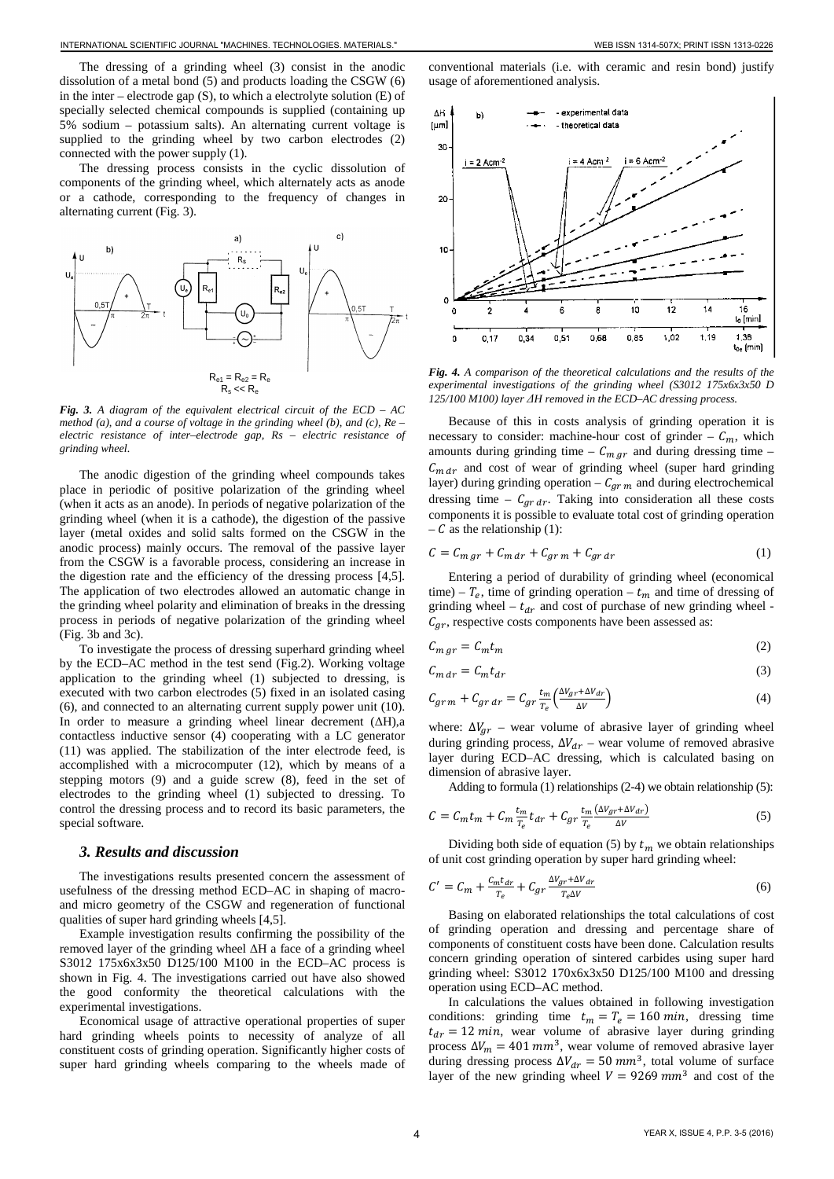The dressing of a grinding wheel (3) consist in the anodic dissolution of a metal bond (5) and products loading the CSGW (6) in the inter – electrode gap (S), to which a electrolyte solution (E) of specially selected chemical compounds is supplied (containing up 5% sodium – potassium salts). An alternating current voltage is supplied to the grinding wheel by two carbon electrodes (2) connected with the power supply (1).

The dressing process consists in the cyclic dissolution of components of the grinding wheel, which alternately acts as anode or a cathode, corresponding to the frequency of changes in alternating current (Fig. 3).

*Fig. 3. A diagram of the equivalent electrical circuit of the ECD – AC method (a), and a course of voltage in the grinding wheel (b), and (c), Re – electric resistance of inter–electrode gap, Rs – electric resistance of grinding wheel.*

The anodic digestion of the grinding wheel compounds takes place in periodic of positive polarization of the grinding wheel (when it acts as an anode). In periods of negative polarization of the grinding wheel (when it is a cathode), the digestion of the passive layer (metal oxides and solid salts formed on the CSGW in the anodic process) mainly occurs. The removal of the passive layer from the CSGW is a favorable process, considering an increase in the digestion rate and the efficiency of the dressing process [4,5]. The application of two electrodes allowed an automatic change in the grinding wheel polarity and elimination of breaks in the dressing process in periods of negative polarization of the grinding wheel (Fig. 3b and 3c).

To investigate the process of dressing superhard grinding wheel by the ECD–AC method in the test send (Fig.2). Working voltage application to the grinding wheel (1) subjected to dressing, is executed with two carbon electrodes (5) fixed in an isolated casing (6), and connected to an alternating current supply power unit (10). In order to measure a grinding wheel linear decrement (ΔH),a contactless inductive sensor (4) cooperating with a LC generator (11) was applied. The stabilization of the inter electrode feed, is accomplished with a microcomputer (12), which by means of a stepping motors (9) and a guide screw (8), feed in the set of electrodes to the grinding wheel (1) subjected to dressing. To control the dressing process and to record its basic parameters, the special software.

## 3. Results and discussion

The investigations results presented concern the assessment of usefulness of the dressing method ECD–AC in shaping of macro- and micro geometry of the CSGW and regeneration of functional qualities of super hard grinding wheels [4,5].

Example investigation results confirming the possibility of the removed layer of the grinding wheel ΔH a face of a grinding wheel S3012 175x6x3x50 D125/100 M100 in the ECD–AC process is shown in Fig. 4. The investigations carried out have also showed the good conformity the theoretical calculations with the experimental investigations.

Economical usage of attractive operational properties of super hard grinding wheels points to necessity of analyze of all constituent costs of grinding operation. Significantly higher costs of super hard grinding wheels comparing to the wheels made of conventional materials (i.e. with ceramic and resin bond) justify usage of aforementioned analysis.

*Fig. 4. A comparison of the theoretical calculations and the results of the experimental investigations of the grinding wheel (S3012 175x6x3x50 D 125/100 M100) layer ΔH removed in the ECD–AC dressing process.*

Because of this in costs analysis of grinding operation it is necessary to consider: machine-hour cost of grinder – $C_m$, which amounts during grinding time – $C_{m\,gr}$ and during dressing time – $C_{m\,dr}$ and cost of wear of grinding wheel (super hard grinding layer) during grinding operation – $C_{gr\,m}$ and during electrochemical dressing time – $C_{gr\,dr}$. Taking into consideration all these costs components it is possible to evaluate total cost of grinding operation – $C$ as the relationship (1):

$$C = C_{m\,gr} + C_{m\,dr} + C_{gr\,m} + C_{gr\,dr} \tag{1}$$

Entering a period of durability of grinding wheel (economical time) – $T_e$, time of grinding operation – $t_m$ and time of dressing of grinding wheel – $t_{dr}$ and cost of purchase of new grinding wheel - $C_{gr}$, respective costs components have been assessed as:

$$C_{m\,gr} = C_m t_m \tag{2}$$

$$C_{m\,dr} = C_m t_{dr} \tag{3}$$

$$C_{gr\,m} + C_{gr\,dr} = C_{gr}\frac{t_m}{T_e}\left(\frac{\Delta V_{gr}+\Delta V_{dr}}{\Delta V}\right) \tag{4}$$

where: $\Delta V_{gr}$ – wear volume of abrasive layer of grinding wheel during grinding process, $\Delta V_{dr}$ – wear volume of removed abrasive layer during ECD–AC dressing, which is calculated basing on dimension of abrasive layer.

Adding to formula (1) relationships (2-4) we obtain relationship (5):

$$C = C_m t_m + C_m \frac{t_m}{T_e} t_{dr} + C_{gr}\frac{t_m}{T_e}\frac{(\Delta V_{gr}+\Delta V_{dr})}{\Delta V} \tag{5}$$

Dividing both side of equation (5) by $t_m$ we obtain relationships of unit cost grinding operation by super hard grinding wheel:

$$C' = C_m + \frac{C_m t_{dr}}{T_e} + C_{gr}\frac{\Delta V_{gr}+\Delta V_{dr}}{T_e \Delta V} \tag{6}$$

Basing on elaborated relationships the total calculations of cost of grinding operation and dressing and percentage share of components of constituent costs have been done. Calculation results concern grinding operation of sintered carbides using super hard grinding wheel: S3012 170x6x3x50 D125/100 M100 and dressing operation using ECD–AC method.

In calculations the values obtained in following investigation conditions: grinding time $t_m = T_e = 160\ min$, dressing time $t_{dr} = 12\ min$, wear volume of abrasive layer during grinding process $\Delta V_m = 401\ mm^3$, wear volume of removed abrasive layer during dressing process $\Delta V_{dr} = 50\ mm^3$, total volume of surface layer of the new grinding wheel $V = 9269\ mm^3$ and cost of the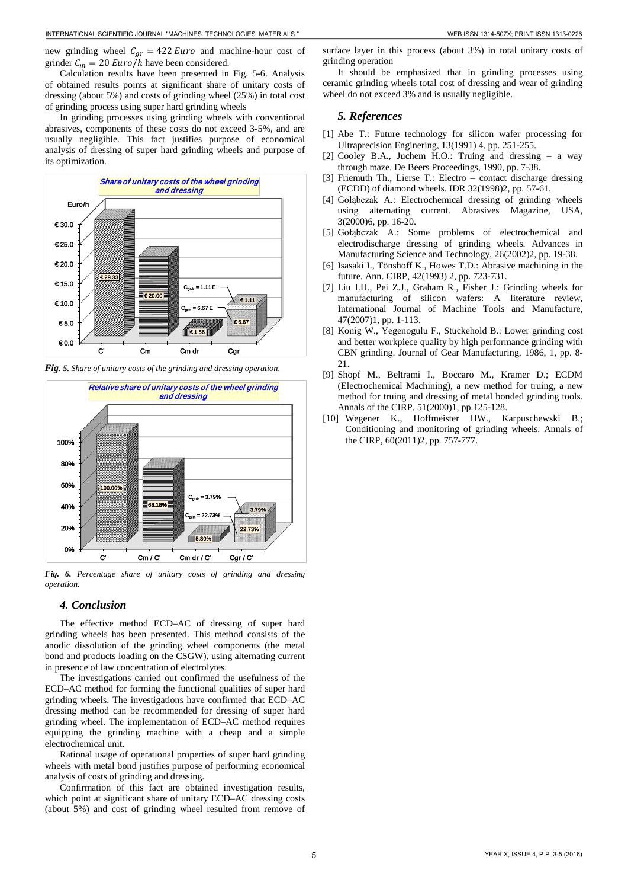new grinding wheel $C_{gr} = 422\,Euro$ and machine-hour cost of grinder $C_m = 20\,Euro/h$ have been considered.

Calculation results have been presented in Fig. 5-6. Analysis of obtained results points at significant share of unitary costs of dressing (about 5%) and costs of grinding wheel (25%) in total cost of grinding process using super hard grinding wheels

In grinding processes using grinding wheels with conventional abrasives, components of these costs do not exceed 3-5%, and are usually negligible. This fact justifies purpose of economical analysis of dressing of super hard grinding wheels and purpose of its optimization.

Share of unitary costs of the wheel grinding and dressing

Euro/h

€ 30.0
€ 25.0
€ 20.0
€ 15.0
€ 10.0
€ 5.0
€ 0.0

€ 29.33
€ 20.00
€ 1.56
€ 1.11
€ 6.67

$C_{grdr}$ = 1.11 E
$C_{grm}$ = 6.67 E

C'
Cm
Cm dr
Cgr

*Fig. 5. Share of unitary costs of the grinding and dressing operation.*

Relative share of unitary costs of the wheel grinding and dressing

100%
80%
60%
40%
20%
0%

100.00%
68.18%
5.30%
3.79%
22.73%

$C_{grdr}$ = 3.79%
$C_{grm}$ = 22.73%

C'
Cm / C'
Cm dr / C'
Cgr / C'

*Fig. 6. Percentage share of unitary costs of grinding and dressing operation.*

## 4. Conclusion

The effective method ECD–AC of dressing of super hard grinding wheels has been presented. This method consists of the anodic dissolution of the grinding wheel components (the metal bond and products loading on the CSGW), using alternating current in presence of law concentration of electrolytes.

The investigations carried out confirmed the usefulness of the ECD–AC method for forming the functional qualities of super hard grinding wheels. The investigations have confirmed that ECD–AC dressing method can be recommended for dressing of super hard grinding wheel. The implementation of ECD–AC method requires equipping the grinding machine with a cheap and a simple electrochemical unit.

Rational usage of operational properties of super hard grinding wheels with metal bond justifies purpose of performing economical analysis of costs of grinding and dressing.

Confirmation of this fact are obtained investigation results, which point at significant share of unitary ECD–AC dressing costs (about 5%) and cost of grinding wheel resulted from remove of surface layer in this process (about 3%) in total unitary costs of grinding operation

It should be emphasized that in grinding processes using ceramic grinding wheels total cost of dressing and wear of grinding wheel do not exceed 3% and is usually negligible.

## 5. References

[1] Abe T.: Future technology for silicon wafer processing for Ultraprecision Enginering, 13(1991) 4, pp. 251-255.

[2] Cooley B.A., Juchem H.O.: Truing and dressing – a way through maze. De Beers Proceedings, 1990, pp. 7-38.

[3] Friemuth Th., Lierse T.: Electro – contact discharge dressing (ECDD) of diamond wheels. IDR 32(1998)2, pp. 57-61.

[4] Gołąbczak A.: Electrochemical dressing of grinding wheels using alternating current. Abrasives Magazine, USA, 3(2000)6, pp. 16-20.

[5] Gołąbczak A.: Some problems of electrochemical and electrodischarge dressing of grinding wheels. Advances in Manufacturing Science and Technology, 26(2002)2, pp. 19-38.

[6] Isasaki I., Tönshoff K., Howes T.D.: Abrasive machining in the future. Ann. CIRP, 42(1993) 2, pp. 723-731.

[7] Liu I.H., Pei Z.J., Graham R., Fisher J.: Grinding wheels for manufacturing of silicon wafers: A literature review, International Journal of Machine Tools and Manufacture, 47(2007)1, pp. 1-113.

[8] Konig W., Yegenogulu F., Stuckehold B.: Lower grinding cost and better workpiece quality by high performance grinding with CBN grinding. Journal of Gear Manufacturing, 1986, 1, pp. 8-21.

[9] Shopf M., Beltrami I., Boccaro M., Kramer D.; ECDM (Electrochemical Machining), a new method for truing, a new method for truing and dressing of metal bonded grinding tools. Annals of the CIRP, 51(2000)1, pp.125-128.

[10] Wegener K., Hoffmeister HW., Karpuschewski B.; Conditioning and monitoring of grinding wheels. Annals of the CIRP, 60(2011)2, pp. 757-777.